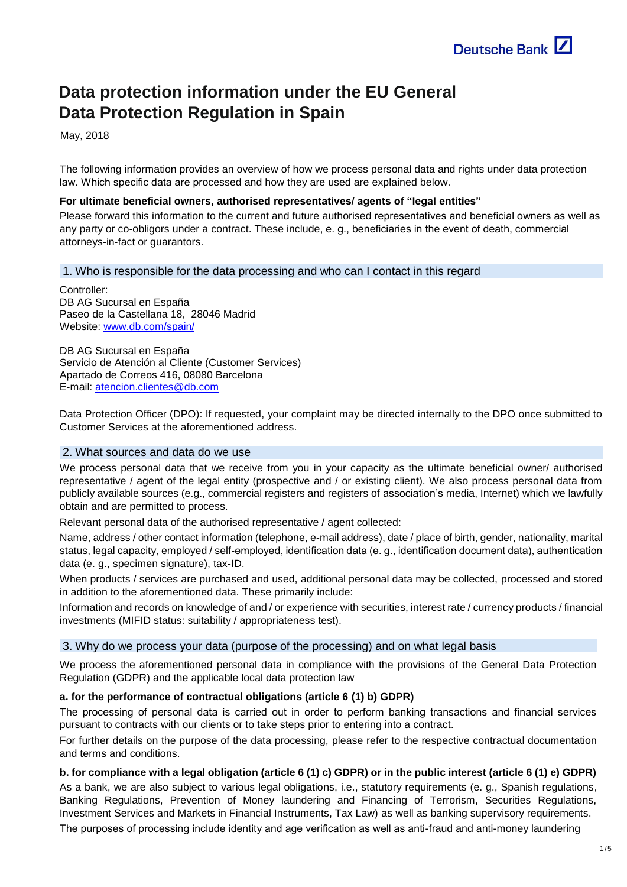# Data protection information under the EU General Data Protection Regulation in Spain

May, 2018

The following information provides an overview of how we process personal data and rights under data protection law. Which specific data are processed and how they are used are explained below.

**For ultimate beneficial owners, authorised representatives/ agents of "legal entities"**

Please forward this information to the current and future authorised representatives and beneficial owners as well as any party or co-obligors under a contract. These include, e. g., beneficiaries in the event of death, commercial attorneys-in-fact or guarantors.

## 1. Who is responsible for the data processing and who can I contact in this regard

Controller:
DB AG Sucursal en España
Paseo de la Castellana 18, 28046 Madrid
Website: www.db.com/spain/

DB AG Sucursal en España
Servicio de Atención al Cliente (Customer Services)
Apartado de Correos 416, 08080 Barcelona
E-mail: atencion.clientes@db.com

Data Protection Officer (DPO): If requested, your complaint may be directed internally to the DPO once submitted to Customer Services at the aforementioned address.

## 2. What sources and data do we use

We process personal data that we receive from you in your capacity as the ultimate beneficial owner/ authorised representative / agent of the legal entity (prospective and / or existing client). We also process personal data from publicly available sources (e.g., commercial registers and registers of association's media, Internet) which we lawfully obtain and are permitted to process.

Relevant personal data of the authorised representative / agent collected:

Name, address / other contact information (telephone, e-mail address), date / place of birth, gender, nationality, marital status, legal capacity, employed / self-employed, identification data (e. g., identification document data), authentication data (e. g., specimen signature), tax-ID.

When products / services are purchased and used, additional personal data may be collected, processed and stored in addition to the aforementioned data. These primarily include:

Information and records on knowledge of and / or experience with securities, interest rate / currency products / financial investments (MIFID status: suitability / appropriateness test).

## 3. Why do we process your data (purpose of the processing) and on what legal basis

We process the aforementioned personal data in compliance with the provisions of the General Data Protection Regulation (GDPR) and the applicable local data protection law

**a. for the performance of contractual obligations (article 6 (1) b) GDPR)**

The processing of personal data is carried out in order to perform banking transactions and financial services pursuant to contracts with our clients or to take steps prior to entering into a contract.

For further details on the purpose of the data processing, please refer to the respective contractual documentation and terms and conditions.

**b. for compliance with a legal obligation (article 6 (1) c) GDPR) or in the public interest (article 6 (1) e) GDPR)**

As a bank, we are also subject to various legal obligations, i.e., statutory requirements (e. g., Spanish regulations, Banking Regulations, Prevention of Money laundering and Financing of Terrorism, Securities Regulations, Investment Services and Markets in Financial Instruments, Tax Law) as well as banking supervisory requirements.

The purposes of processing include identity and age verification as well as anti-fraud and anti-money laundering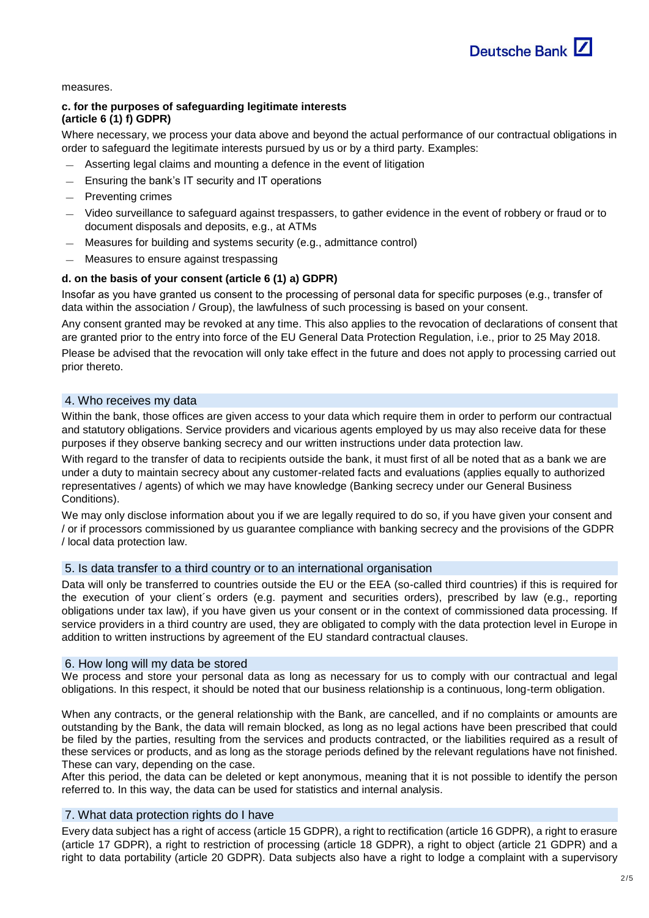measures.

**c. for the purposes of safeguarding legitimate interests (article 6 (1) f) GDPR)**

Where necessary, we process your data above and beyond the actual performance of our contractual obligations in order to safeguard the legitimate interests pursued by us or by a third party. Examples:

- Asserting legal claims and mounting a defence in the event of litigation
- Ensuring the bank's IT security and IT operations
- Preventing crimes
- Video surveillance to safeguard against trespassers, to gather evidence in the event of robbery or fraud or to document disposals and deposits, e.g., at ATMs
- Measures for building and systems security (e.g., admittance control)
- Measures to ensure against trespassing

**d. on the basis of your consent (article 6 (1) a) GDPR)**

Insofar as you have granted us consent to the processing of personal data for specific purposes (e.g., transfer of data within the association / Group), the lawfulness of such processing is based on your consent.

Any consent granted may be revoked at any time. This also applies to the revocation of declarations of consent that are granted prior to the entry into force of the EU General Data Protection Regulation, i.e., prior to 25 May 2018.

Please be advised that the revocation will only take effect in the future and does not apply to processing carried out prior thereto.

## 4. Who receives my data

Within the bank, those offices are given access to your data which require them in order to perform our contractual and statutory obligations. Service providers and vicarious agents employed by us may also receive data for these purposes if they observe banking secrecy and our written instructions under data protection law.

With regard to the transfer of data to recipients outside the bank, it must first of all be noted that as a bank we are under a duty to maintain secrecy about any customer-related facts and evaluations (applies equally to authorized representatives / agents) of which we may have knowledge (Banking secrecy under our General Business Conditions).

We may only disclose information about you if we are legally required to do so, if you have given your consent and / or if processors commissioned by us guarantee compliance with banking secrecy and the provisions of the GDPR / local data protection law.

## 5. Is data transfer to a third country or to an international organisation

Data will only be transferred to countries outside the EU or the EEA (so-called third countries) if this is required for the execution of your client´s orders (e.g. payment and securities orders), prescribed by law (e.g., reporting obligations under tax law), if you have given us your consent or in the context of commissioned data processing. If service providers in a third country are used, they are obligated to comply with the data protection level in Europe in addition to written instructions by agreement of the EU standard contractual clauses.

## 6. How long will my data be stored

We process and store your personal data as long as necessary for us to comply with our contractual and legal obligations. In this respect, it should be noted that our business relationship is a continuous, long-term obligation.

When any contracts, or the general relationship with the Bank, are cancelled, and if no complaints or amounts are outstanding by the Bank, the data will remain blocked, as long as no legal actions have been prescribed that could be filed by the parties, resulting from the services and products contracted, or the liabilities required as a result of these services or products, and as long as the storage periods defined by the relevant regulations have not finished. These can vary, depending on the case.

After this period, the data can be deleted or kept anonymous, meaning that it is not possible to identify the person referred to. In this way, the data can be used for statistics and internal analysis.

## 7. What data protection rights do I have

Every data subject has a right of access (article 15 GDPR), a right to rectification (article 16 GDPR), a right to erasure (article 17 GDPR), a right to restriction of processing (article 18 GDPR), a right to object (article 21 GDPR) and a right to data portability (article 20 GDPR). Data subjects also have a right to lodge a complaint with a supervisory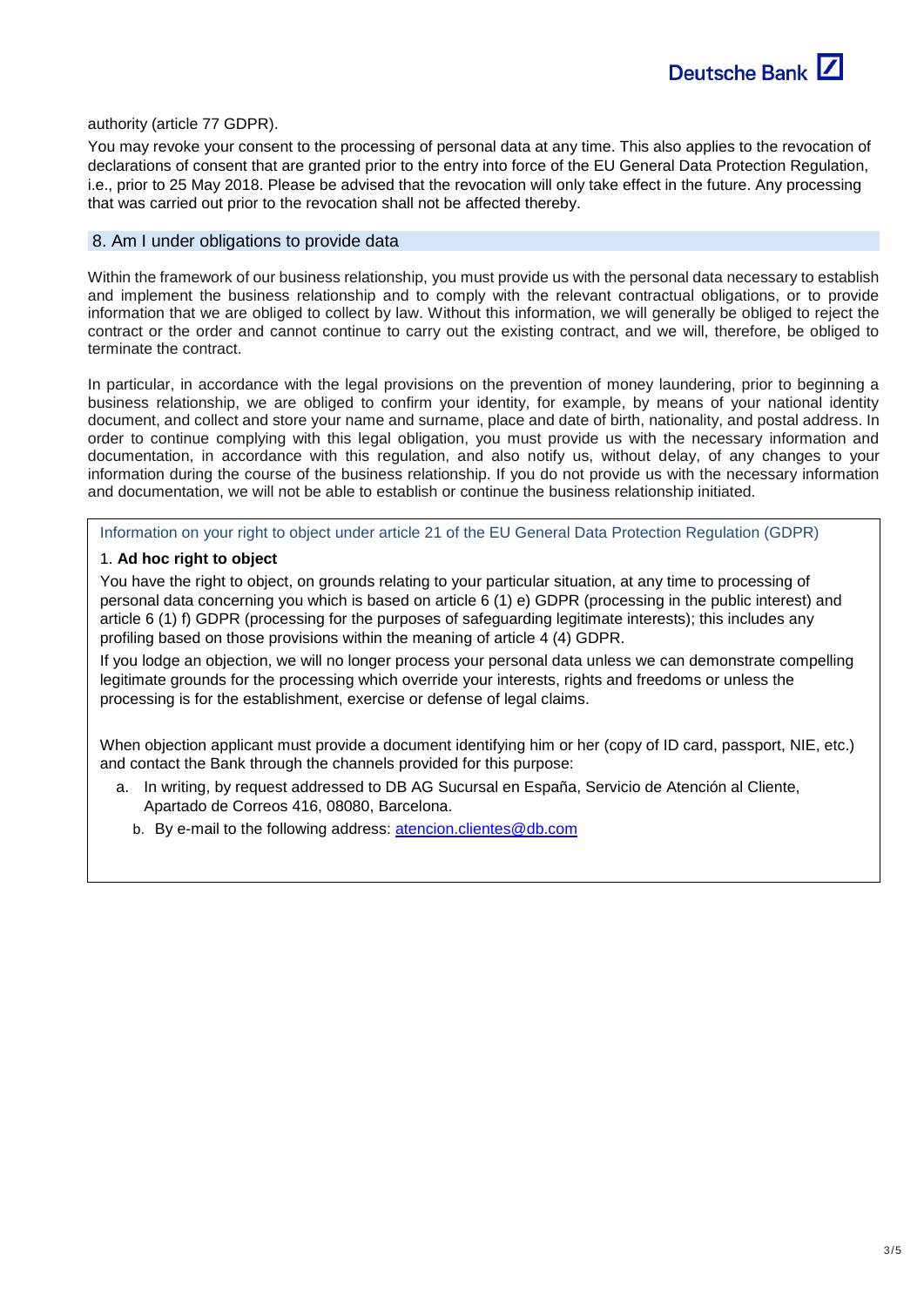authority (article 77 GDPR).

You may revoke your consent to the processing of personal data at any time. This also applies to the revocation of declarations of consent that are granted prior to the entry into force of the EU General Data Protection Regulation, i.e., prior to 25 May 2018. Please be advised that the revocation will only take effect in the future. Any processing that was carried out prior to the revocation shall not be affected thereby.

## 8. Am I under obligations to provide data

Within the framework of our business relationship, you must provide us with the personal data necessary to establish and implement the business relationship and to comply with the relevant contractual obligations, or to provide information that we are obliged to collect by law. Without this information, we will generally be obliged to reject the contract or the order and cannot continue to carry out the existing contract, and we will, therefore, be obliged to terminate the contract.

In particular, in accordance with the legal provisions on the prevention of money laundering, prior to beginning a business relationship, we are obliged to confirm your identity, for example, by means of your national identity document, and collect and store your name and surname, place and date of birth, nationality, and postal address. In order to continue complying with this legal obligation, you must provide us with the necessary information and documentation, in accordance with this regulation, and also notify us, without delay, of any changes to your information during the course of the business relationship. If you do not provide us with the necessary information and documentation, we will not be able to establish or continue the business relationship initiated.

### Information on your right to object under article 21 of the EU General Data Protection Regulation (GDPR)

1. **Ad hoc right to object**

You have the right to object, on grounds relating to your particular situation, at any time to processing of personal data concerning you which is based on article 6 (1) e) GDPR (processing in the public interest) and article 6 (1) f) GDPR (processing for the purposes of safeguarding legitimate interests); this includes any profiling based on those provisions within the meaning of article 4 (4) GDPR.

If you lodge an objection, we will no longer process your personal data unless we can demonstrate compelling legitimate grounds for the processing which override your interests, rights and freedoms or unless the processing is for the establishment, exercise or defense of legal claims.

When objection applicant must provide a document identifying him or her (copy of ID card, passport, NIE, etc.) and contact the Bank through the channels provided for this purpose:

a. In writing, by request addressed to DB AG Sucursal en España, Servicio de Atención al Cliente, Apartado de Correos 416, 08080, Barcelona.
b. By e-mail to the following address: atencion.clientes@db.com